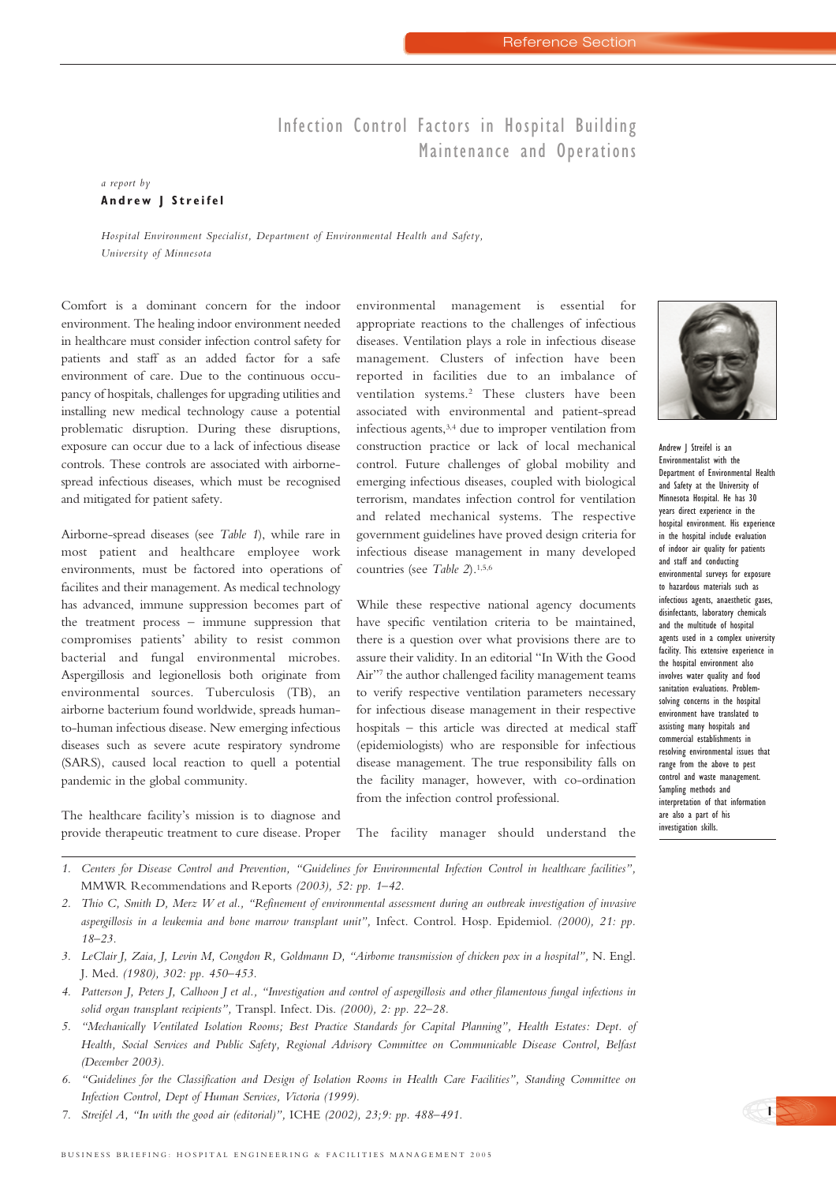# Infection Control Factors in Hospital Building Maintenance and Operations

*a report by*

**Andrew J Streifel**

*Hospital Environment Specialist, Department of Environmental Health and Safety, University of Minnesota*

Comfort is a dominant concern for the indoor environment. The healing indoor environment needed in healthcare must consider infection control safety for patients and staff as an added factor for a safe environment of care. Due to the continuous occupancy of hospitals, challenges for upgrading utilities and installing new medical technology cause a potential problematic disruption. During these disruptions, exposure can occur due to a lack of infectious disease controls. These controls are associated with airborne-spread infectious diseases, which must be recognised and mitigated for patient safety.

Airborne-spread diseases (see *Table 1*), while rare in most patient and healthcare employee work environments, must be factored into operations of facilites and their management. As medical technology has advanced, immune suppression becomes part of the treatment process – immune suppression that compromises patients' ability to resist common bacterial and fungal environmental microbes. Aspergillosis and legionellosis both originate from environmental sources. Tuberculosis (TB), an airborne bacterium found worldwide, spreads human-to-human infectious disease. New emerging infectious diseases such as severe acute respiratory syndrome (SARS), caused local reaction to quell a potential pandemic in the global community.

The healthcare facility's mission is to diagnose and provide therapeutic treatment to cure disease. Proper environmental management is essential for appropriate reactions to the challenges of infectious diseases. Ventilation plays a role in infectious disease management. Clusters of infection have been reported in facilities due to an imbalance of ventilation systems.[2] These clusters have been associated with environmental and patient-spread infectious agents,[3,4] due to improper ventilation from construction practice or lack of local mechanical control. Future challenges of global mobility and emerging infectious diseases, coupled with biological terrorism, mandates infection control for ventilation and related mechanical systems. The respective government guidelines have proved design criteria for infectious disease management in many developed countries (see *Table 2*).[1,5,6]

While these respective national agency documents have specific ventilation criteria to be maintained, there is a question over what provisions there are to assure their validity. In an editorial "In With the Good Air"[7] the author challenged facility management teams to verify respective ventilation parameters necessary for infectious disease management in their respective hospitals – this article was directed at medical staff (epidemiologists) who are responsible for infectious disease management. The true responsibility falls on the facility manager, however, with co-ordination from the infection control professional.

The facility manager should understand the

Andrew J Streifel is an Environmentalist with the Department of Environmental Health and Safety at the University of Minnesota Hospital. He has 30 years direct experience in the hospital environment. His experience in the hospital include evaluation of indoor air quality for patients and staff and conducting environmental surveys for exposure to hazardous materials such as infectious agents, anaesthetic gases, disinfectants, laboratory chemicals and the multitude of hospital agents used in a complex university facility. This extensive experience in the hospital environment also involves water quality and food sanitation evaluations. Problem-solving concerns in the hospital environment have translated to assisting many hospitals and commercial establishments in resolving environmental issues that range from the above to pest control and waste management. Sampling methods and interpretation of that information are also a part of his investigation skills.

1. *Centers for Disease Control and Prevention, "Guidelines for Environmental Infection Control in healthcare facilities",* MMWR Recommendations and Reports *(2003), 52: pp. 1–42.*
2. *Thio C, Smith D, Merz W et al., "Refinement of environmental assessment during an outbreak investigation of invasive aspergillosis in a leukemia and bone marrow transplant unit",* Infect. Control. Hosp. Epidemiol. *(2000), 21: pp. 18–23.*
3. *LeClair J, Zaia, J, Levin M, Congdon R, Goldmann D, "Airborne transmission of chicken pox in a hospital",* N. Engl. J. Med. *(1980), 302: pp. 450–453.*
4. *Patterson J, Peters J, Calhoon J et al., "Investigation and control of aspergillosis and other filamentous fungal infections in solid organ transplant recipients",* Transpl. Infect. Dis. *(2000), 2: pp. 22–28.*
5. *"Mechanically Ventilated Isolation Rooms; Best Practice Standards for Capital Planning", Health Estates: Dept. of Health, Social Services and Public Safety, Regional Advisory Committee on Communicable Disease Control, Belfast (December 2003).*
6. *"Guidelines for the Classification and Design of Isolation Rooms in Health Care Facilities", Standing Committee on Infection Control, Dept of Human Services, Victoria (1999).*
7. *Streifel A, "In with the good air (editorial)",* ICHE *(2002), 23;9: pp. 488–491.*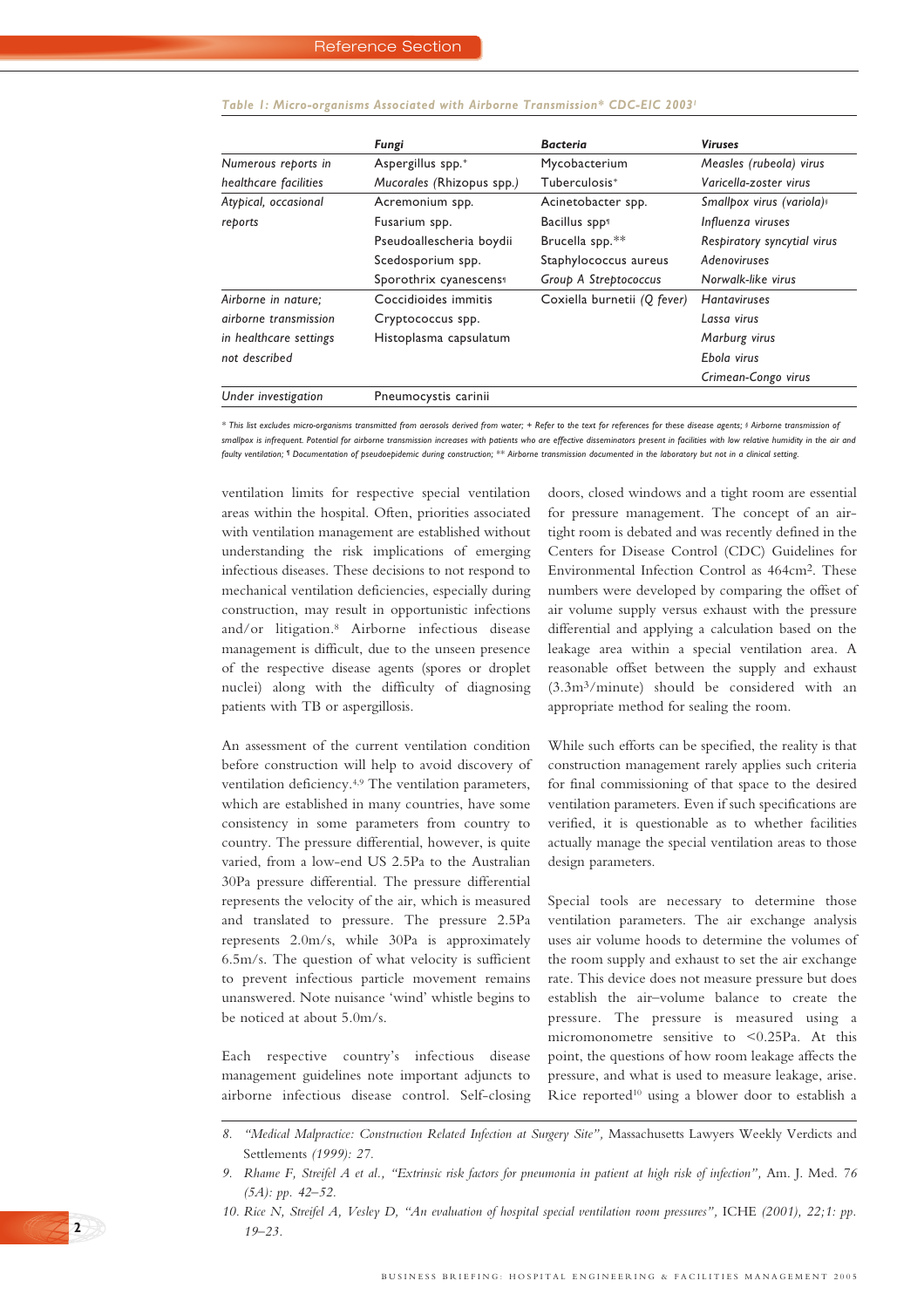*Table 1: Micro-organisms Associated with Airborne Transmission* CDC-EIC 2003[1]*

| | *Fungi* | *Bacteria* | *Viruses* |
|---|---|---|---|
| *Numerous reports in healthcare facilities* | Aspergillus spp.+<br>*Mucorales* (Rhizopus spp.) | Mycobacterium Tuberculosis+ | *Measles (rubeola) virus*<br>*Varicella-zoster virus* |
| *Atypical, occasional reports* | Acremonium spp.<br>Fusarium spp.<br>Pseudoallescheria boydii<br>Scedosporium spp.<br>Sporothrix cyanescens¶ | Acinetobacter spp.<br>Bacillus spp¶<br>Brucella spp.**<br>Staphylococcus aureus<br>*Group A Streptococcus* | *Smallpox virus (variola)*§<br>*Influenza viruses*<br>*Respiratory syncytial virus*<br>*Adenoviruses*<br>*Norwalk-like virus* |
| *Airborne in nature; airborne transmission in healthcare settings not described* | Coccidioides immitis<br>Cryptococcus spp.<br>Histoplasma capsulatum | Coxiella burnetii *(Q fever)* | *Hantaviruses*<br>*Lassa virus*<br>*Marburg virus*<br>*Ebola virus*<br>*Crimean-Congo virus* |
| *Under investigation* | Pneumocystis carinii | | |

*\* This list excludes micro-organisms transmitted from aerosols derived from water; + Refer to the text for references for these disease agents; § Airborne transmission of smallpox is infrequent. Potential for airborne transmission increases with patients who are effective disseminators present in facilities with low relative humidity in the air and faulty ventilation; ¶ Documentation of pseudoepidemic during construction; \*\* Airborne transmission documented in the laboratory but not in a clinical setting.*

ventilation limits for respective special ventilation areas within the hospital. Often, priorities associated with ventilation management are established without understanding the risk implications of emerging infectious diseases. These decisions to not respond to mechanical ventilation deficiencies, especially during construction, may result in opportunistic infections and/or litigation.[8] Airborne infectious disease management is difficult, due to the unseen presence of the respective disease agents (spores or droplet nuclei) along with the difficulty of diagnosing patients with TB or aspergillosis.

An assessment of the current ventilation condition before construction will help to avoid discovery of ventilation deficiency.[4,9] The ventilation parameters, which are established in many countries, have some consistency in some parameters from country to country. The pressure differential, however, is quite varied, from a low-end US 2.5Pa to the Australian 30Pa pressure differential. The pressure differential represents the velocity of the air, which is measured and translated to pressure. The pressure 2.5Pa represents 2.0m/s, while 30Pa is approximately 6.5m/s. The question of what velocity is sufficient to prevent infectious particle movement remains unanswered. Note nuisance 'wind' whistle begins to be noticed at about 5.0m/s.

Each respective country's infectious disease management guidelines note important adjuncts to airborne infectious disease control. Self-closing doors, closed windows and a tight room are essential for pressure management. The concept of an air-tight room is debated and was recently defined in the Centers for Disease Control (CDC) Guidelines for Environmental Infection Control as 464cm$^2$. These numbers were developed by comparing the offset of air volume supply versus exhaust with the pressure differential and applying a calculation based on the leakage area within a special ventilation area. A reasonable offset between the supply and exhaust (3.3m$^3$/minute) should be considered with an appropriate method for sealing the room.

While such efforts can be specified, the reality is that construction management rarely applies such criteria for final commissioning of that space to the desired ventilation parameters. Even if such specifications are verified, it is questionable as to whether facilities actually manage the special ventilation areas to those design parameters.

Special tools are necessary to determine those ventilation parameters. The air exchange analysis uses air volume hoods to determine the volumes of the room supply and exhaust to set the air exchange rate. This device does not measure pressure but does establish the air–volume balance to create the pressure. The pressure is measured using a micromonometre sensitive to <0.25Pa. At this point, the questions of how room leakage affects the pressure, and what is used to measure leakage, arise. Rice reported[10] using a blower door to establish a

---

8. *"Medical Malpractice: Construction Related Infection at Surgery Site"*, Massachusetts Lawyers Weekly Verdicts and Settlements *(1999): 27.*
9. *Rhame F, Streifel A et al., "Extrinsic risk factors for pneumonia in patient at high risk of infection"*, Am. J. Med. *76 (5A): pp. 42–52.*
10. *Rice N, Streifel A, Vesley D, "An evaluation of hospital special ventilation room pressures"*, ICHE *(2001), 22;1: pp. 19–23.*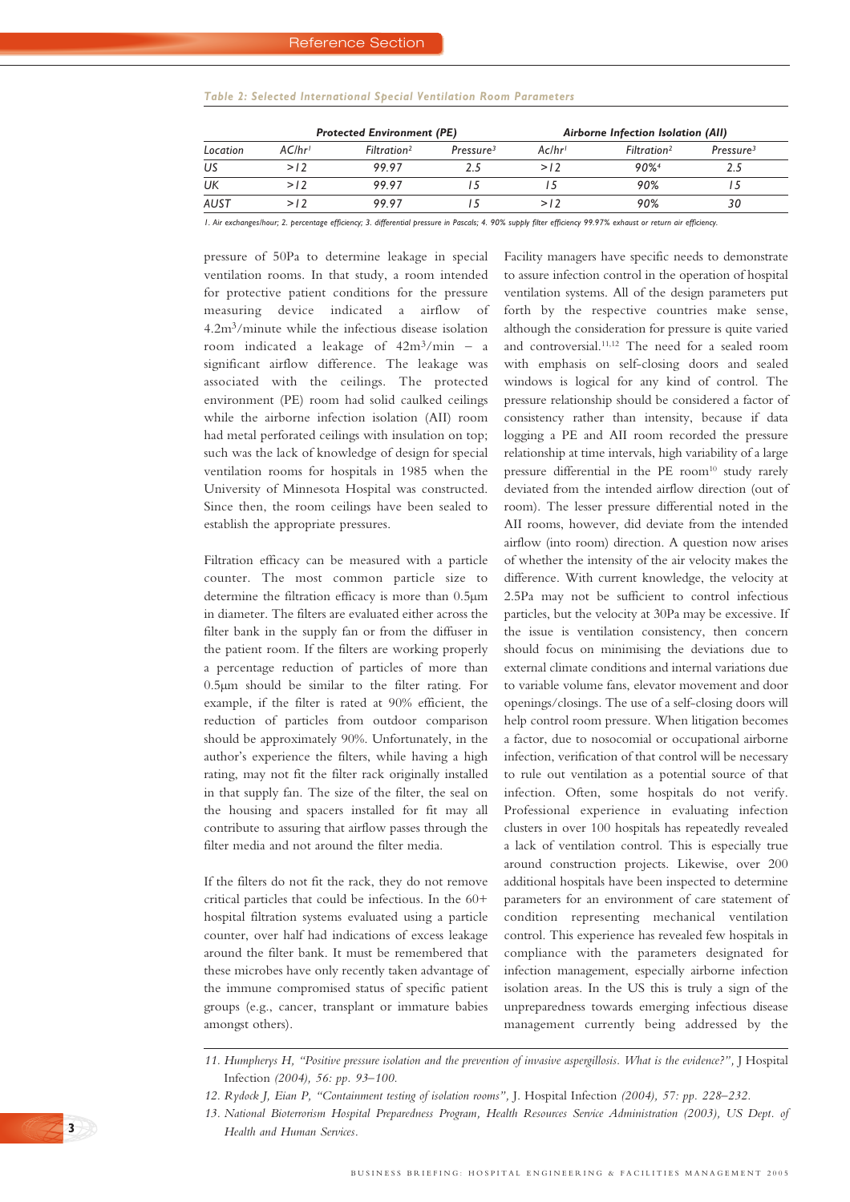*Table 2: Selected International Special Ventilation Room Parameters*

| | Protected Environment (PE) | | | Airborne Infection Isolation (AII) | | |
|---|---|---|---|---|---|---|
| Location | AC/hr[1] | Filtration[2] | Pressure[3] | Ac/hr[1] | Filtration[2] | Pressure[3] |
| US | >12 | 99.97 | 2.5 | >12 | 90%[4] | 2.5 |
| UK | >12 | 99.97 | 15 | 15 | 90% | 15 |
| AUST | >12 | 99.97 | 15 | >12 | 90% | 30 |

1. Air exchanges/hour; 2. percentage efficiency; 3. differential pressure in Pascals; 4. 90% supply filter efficiency 99.97% exhaust or return air efficiency.

pressure of 50Pa to determine leakage in special ventilation rooms. In that study, a room intended for protective patient conditions for the pressure measuring device indicated a airflow of 4.2m$^3$/minute while the infectious disease isolation room indicated a leakage of 42m$^3$/min – a significant airflow difference. The leakage was associated with the ceilings. The protected environment (PE) room had solid caulked ceilings while the airborne infection isolation (AII) room had metal perforated ceilings with insulation on top; such was the lack of knowledge of design for special ventilation rooms for hospitals in 1985 when the University of Minnesota Hospital was constructed. Since then, the room ceilings have been sealed to establish the appropriate pressures.

Filtration efficacy can be measured with a particle counter. The most common particle size to determine the filtration efficacy is more than 0.5µm in diameter. The filters are evaluated either across the filter bank in the supply fan or from the diffuser in the patient room. If the filters are working properly a percentage reduction of particles of more than 0.5µm should be similar to the filter rating. For example, if the filter is rated at 90% efficient, the reduction of particles from outdoor comparison should be approximately 90%. Unfortunately, in the author's experience the filters, while having a high rating, may not fit the filter rack originally installed in that supply fan. The size of the filter, the seal on the housing and spacers installed for fit may all contribute to assuring that airflow passes through the filter media and not around the filter media.

If the filters do not fit the rack, they do not remove critical particles that could be infectious. In the 60+ hospital filtration systems evaluated using a particle counter, over half had indications of excess leakage around the filter bank. It must be remembered that these microbes have only recently taken advantage of the immune compromised status of specific patient groups (e.g., cancer, transplant or immature babies amongst others).

Facility managers have specific needs to demonstrate to assure infection control in the operation of hospital ventilation systems. All of the design parameters put forth by the respective countries make sense, although the consideration for pressure is quite varied and controversial.[11,12] The need for a sealed room with emphasis on self-closing doors and sealed windows is logical for any kind of control. The pressure relationship should be considered a factor of consistency rather than intensity, because if data logging a PE and AII room recorded the pressure relationship at time intervals, high variability of a large pressure differential in the PE room[10] study rarely deviated from the intended airflow direction (out of room). The lesser pressure differential noted in the AII rooms, however, did deviate from the intended airflow (into room) direction. A question now arises of whether the intensity of the air velocity makes the difference. With current knowledge, the velocity at 2.5Pa may not be sufficient to control infectious particles, but the velocity at 30Pa may be excessive. If the issue is ventilation consistency, then concern should focus on minimising the deviations due to external climate conditions and internal variations due to variable volume fans, elevator movement and door openings/closings. The use of a self-closing doors will help control room pressure. When litigation becomes a factor, due to nosocomial or occupational airborne infection, verification of that control will be necessary to rule out ventilation as a potential source of that infection. Often, some hospitals do not verify. Professional experience in evaluating infection clusters in over 100 hospitals has repeatedly revealed a lack of ventilation control. This is especially true around construction projects. Likewise, over 200 additional hospitals have been inspected to determine parameters for an environment of care statement of condition representing mechanical ventilation control. This experience has revealed few hospitals in compliance with the parameters designated for infection management, especially airborne infection isolation areas. In the US this is truly a sign of the unpreparedness towards emerging infectious disease management currently being addressed by the

11. Humpherys H, "Positive pressure isolation and the prevention of invasive aspergillosis. What is the evidence?", J Hospital Infection (2004), 56: pp. 93–100.
12. Rydock J, Eian P, "Containment testing of isolation rooms", J. Hospital Infection (2004), 57: pp. 228–232.
13. National Bioterrorism Hospital Preparedness Program, Health Resources Service Administration (2003), US Dept. of Health and Human Services.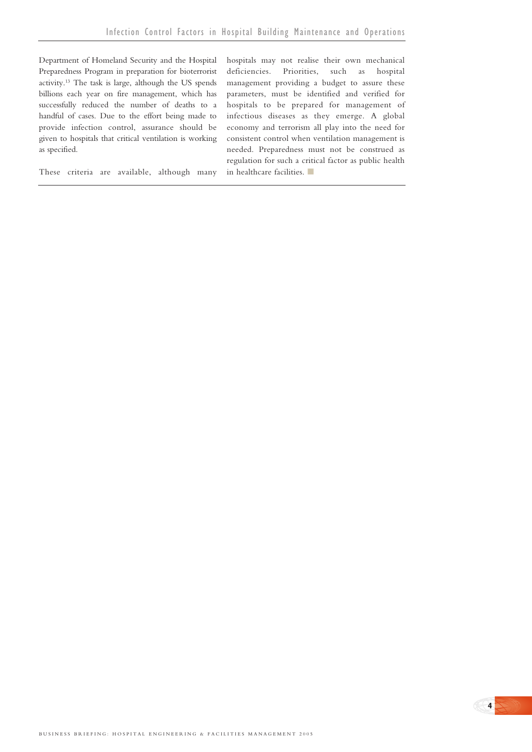Department of Homeland Security and the Hospital Preparedness Program in preparation for bioterrorist activity.[13] The task is large, although the US spends billions each year on fire management, which has successfully reduced the number of deaths to a handful of cases. Due to the effort being made to provide infection control, assurance should be given to hospitals that critical ventilation is working as specified.

These criteria are available, although many hospitals may not realise their own mechanical deficiencies. Priorities, such as hospital management providing a budget to assure these parameters, must be identified and verified for hospitals to be prepared for management of infectious diseases as they emerge. A global economy and terrorism all play into the need for consistent control when ventilation management is needed. Preparedness must not be construed as regulation for such a critical factor as public health in healthcare facilities. ■